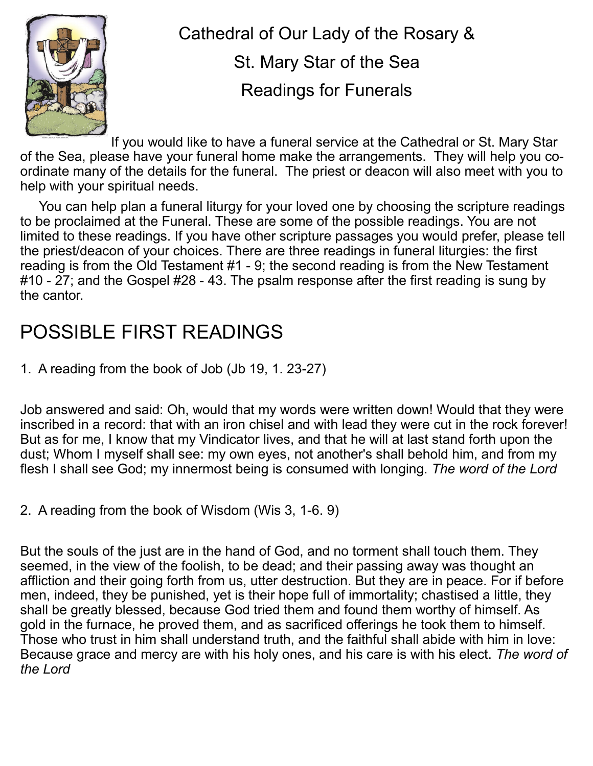# Cathedral of Our Lady of the Rosary & St. Mary Star of the Sea Readings for Funerals

If you would like to have a funeral service at the Cathedral or St. Mary Star of the Sea, please have your funeral home make the arrangements. They will help you co-ordinate many of the details for the funeral. The priest or deacon will also meet with you to help with your spiritual needs.

You can help plan a funeral liturgy for your loved one by choosing the scripture readings to be proclaimed at the Funeral. These are some of the possible readings. You are not limited to these readings. If you have other scripture passages you would prefer, please tell the priest/deacon of your choices. There are three readings in funeral liturgies: the first reading is from the Old Testament #1 - 9; the second reading is from the New Testament #10 - 27; and the Gospel #28 - 43. The psalm response after the first reading is sung by the cantor.

## POSSIBLE FIRST READINGS

1. A reading from the book of Job (Jb 19, 1. 23-27)

Job answered and said: Oh, would that my words were written down! Would that they were inscribed in a record: that with an iron chisel and with lead they were cut in the rock forever! But as for me, I know that my Vindicator lives, and that he will at last stand forth upon the dust; Whom I myself shall see: my own eyes, not another's shall behold him, and from my flesh I shall see God; my innermost being is consumed with longing. *The word of the Lord*

2. A reading from the book of Wisdom (Wis 3, 1-6. 9)

But the souls of the just are in the hand of God, and no torment shall touch them. They seemed, in the view of the foolish, to be dead; and their passing away was thought an affliction and their going forth from us, utter destruction. But they are in peace. For if before men, indeed, they be punished, yet is their hope full of immortality; chastised a little, they shall be greatly blessed, because God tried them and found them worthy of himself. As gold in the furnace, he proved them, and as sacrificed offerings he took them to himself. Those who trust in him shall understand truth, and the faithful shall abide with him in love: Because grace and mercy are with his holy ones, and his care is with his elect. *The word of the Lord*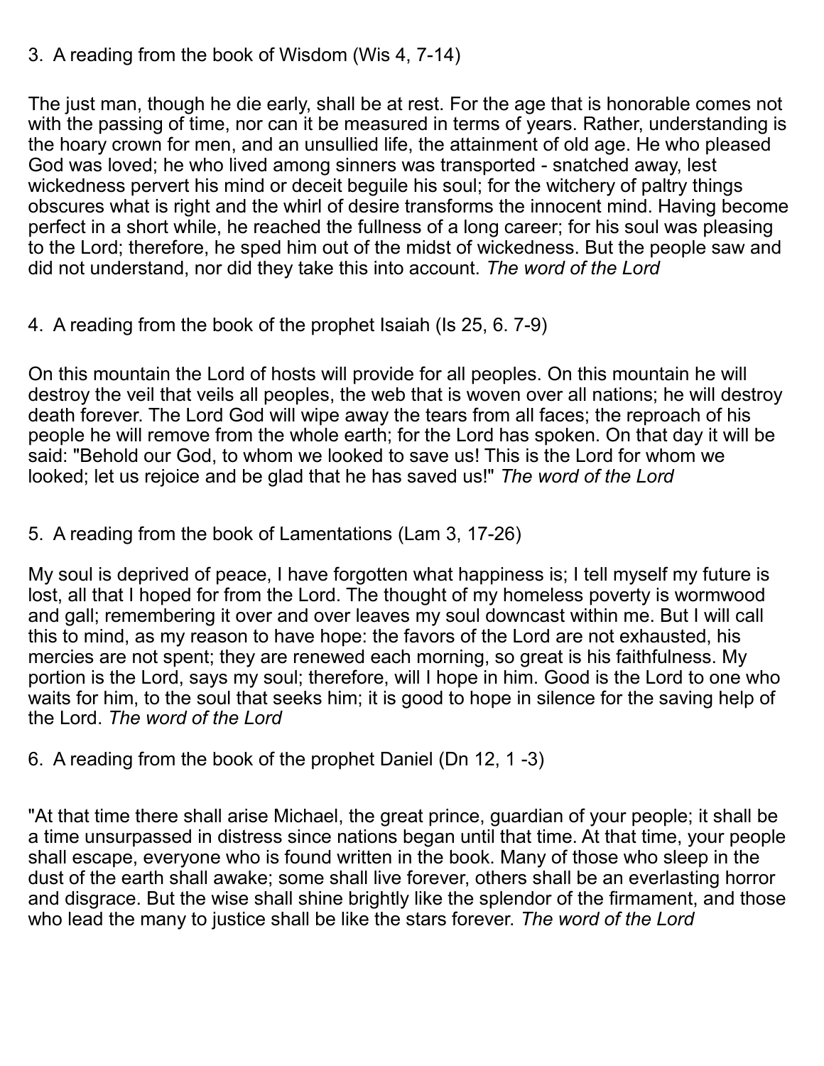3. A reading from the book of Wisdom (Wis 4, 7-14)

The just man, though he die early, shall be at rest. For the age that is honorable comes not with the passing of time, nor can it be measured in terms of years. Rather, understanding is the hoary crown for men, and an unsullied life, the attainment of old age. He who pleased God was loved; he who lived among sinners was transported - snatched away, lest wickedness pervert his mind or deceit beguile his soul; for the witchery of paltry things obscures what is right and the whirl of desire transforms the innocent mind. Having become perfect in a short while, he reached the fullness of a long career; for his soul was pleasing to the Lord; therefore, he sped him out of the midst of wickedness. But the people saw and did not understand, nor did they take this into account. *The word of the Lord*

4. A reading from the book of the prophet Isaiah (Is 25, 6. 7-9)

On this mountain the Lord of hosts will provide for all peoples. On this mountain he will destroy the veil that veils all peoples, the web that is woven over all nations; he will destroy death forever. The Lord God will wipe away the tears from all faces; the reproach of his people he will remove from the whole earth; for the Lord has spoken. On that day it will be said: "Behold our God, to whom we looked to save us! This is the Lord for whom we looked; let us rejoice and be glad that he has saved us!" *The word of the Lord*

5. A reading from the book of Lamentations (Lam 3, 17-26)

My soul is deprived of peace, I have forgotten what happiness is; I tell myself my future is lost, all that I hoped for from the Lord. The thought of my homeless poverty is wormwood and gall; remembering it over and over leaves my soul downcast within me. But I will call this to mind, as my reason to have hope: the favors of the Lord are not exhausted, his mercies are not spent; they are renewed each morning, so great is his faithfulness. My portion is the Lord, says my soul; therefore, will I hope in him. Good is the Lord to one who waits for him, to the soul that seeks him; it is good to hope in silence for the saving help of the Lord. *The word of the Lord*

6. A reading from the book of the prophet Daniel (Dn 12, 1 -3)

"At that time there shall arise Michael, the great prince, guardian of your people; it shall be a time unsurpassed in distress since nations began until that time. At that time, your people shall escape, everyone who is found written in the book. Many of those who sleep in the dust of the earth shall awake; some shall live forever, others shall be an everlasting horror and disgrace. But the wise shall shine brightly like the splendor of the firmament, and those who lead the many to justice shall be like the stars forever. *The word of the Lord*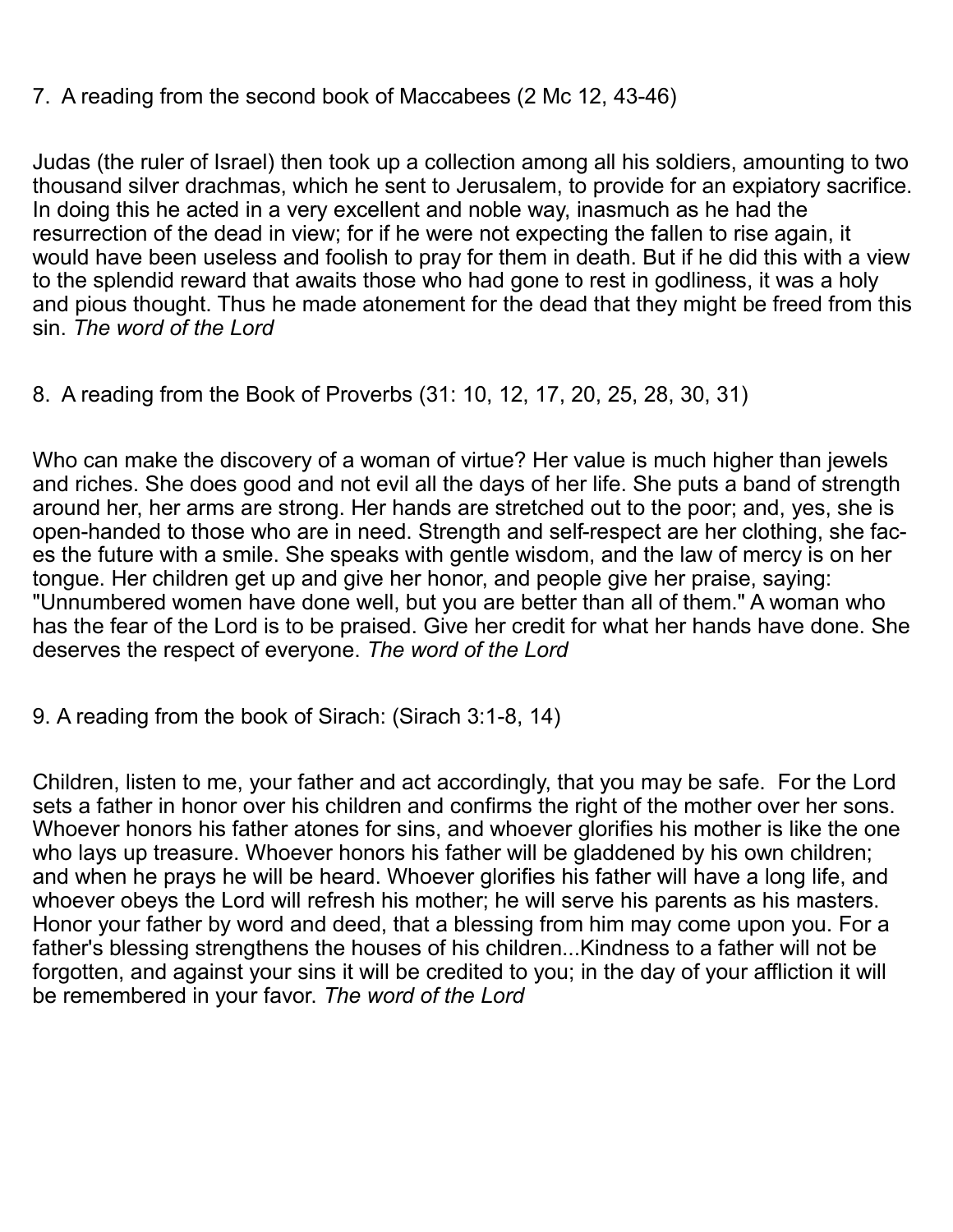7. A reading from the second book of Maccabees (2 Mc 12, 43-46)

Judas (the ruler of Israel) then took up a collection among all his soldiers, amounting to two thousand silver drachmas, which he sent to Jerusalem, to provide for an expiatory sacrifice. In doing this he acted in a very excellent and noble way, inasmuch as he had the resurrection of the dead in view; for if he were not expecting the fallen to rise again, it would have been useless and foolish to pray for them in death. But if he did this with a view to the splendid reward that awaits those who had gone to rest in godliness, it was a holy and pious thought. Thus he made atonement for the dead that they might be freed from this sin. *The word of the Lord*

8. A reading from the Book of Proverbs (31: 10, 12, 17, 20, 25, 28, 30, 31)

Who can make the discovery of a woman of virtue? Her value is much higher than jewels and riches. She does good and not evil all the days of her life. She puts a band of strength around her, her arms are strong. Her hands are stretched out to the poor; and, yes, she is open-handed to those who are in need. Strength and self-respect are her clothing, she faces the future with a smile. She speaks with gentle wisdom, and the law of mercy is on her tongue. Her children get up and give her honor, and people give her praise, saying: "Unnumbered women have done well, but you are better than all of them." A woman who has the fear of the Lord is to be praised. Give her credit for what her hands have done. She deserves the respect of everyone. *The word of the Lord*

9. A reading from the book of Sirach: (Sirach 3:1-8, 14)

Children, listen to me, your father and act accordingly, that you may be safe. For the Lord sets a father in honor over his children and confirms the right of the mother over her sons. Whoever honors his father atones for sins, and whoever glorifies his mother is like the one who lays up treasure. Whoever honors his father will be gladdened by his own children; and when he prays he will be heard. Whoever glorifies his father will have a long life, and whoever obeys the Lord will refresh his mother; he will serve his parents as his masters. Honor your father by word and deed, that a blessing from him may come upon you. For a father's blessing strengthens the houses of his children...Kindness to a father will not be forgotten, and against your sins it will be credited to you; in the day of your affliction it will be remembered in your favor. *The word of the Lord*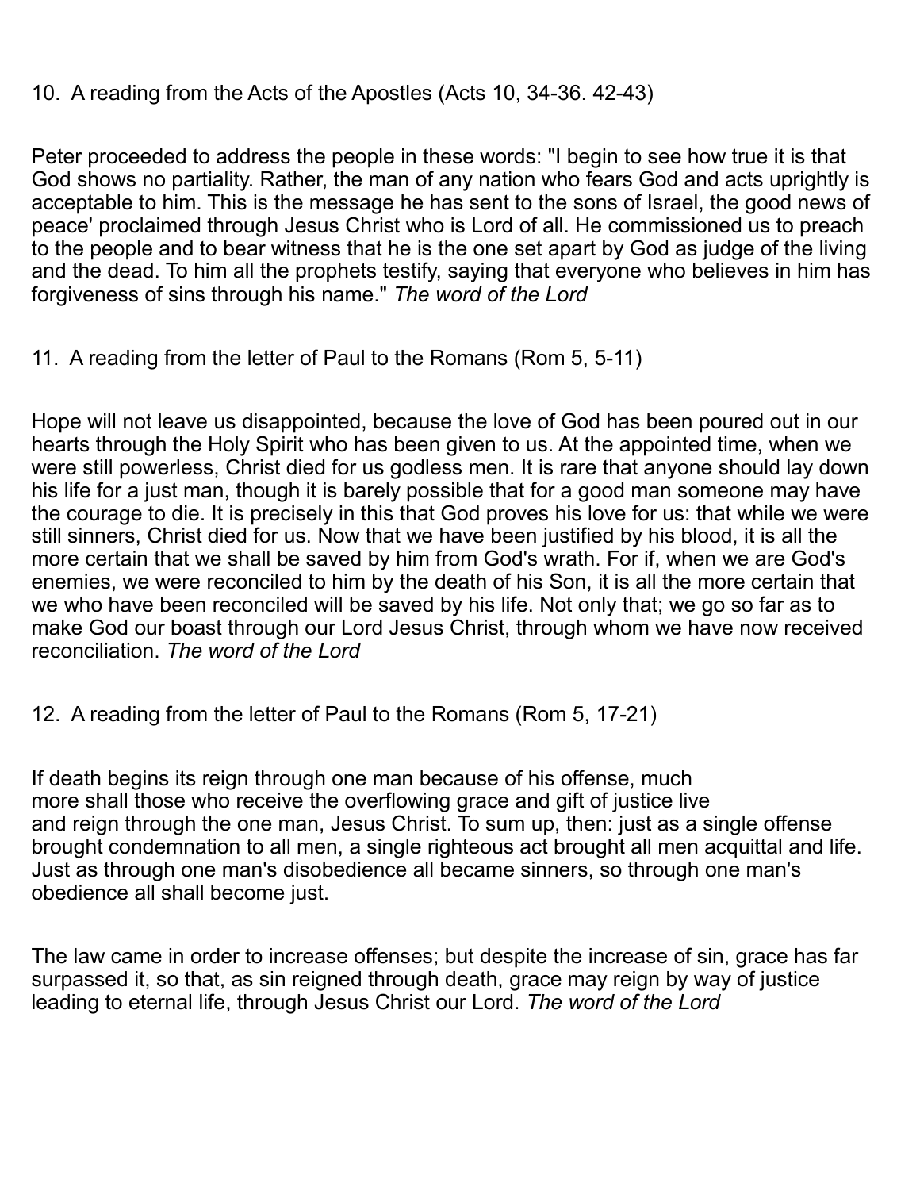10. A reading from the Acts of the Apostles (Acts 10, 34-36. 42-43)

Peter proceeded to address the people in these words: "I begin to see how true it is that God shows no partiality. Rather, the man of any nation who fears God and acts uprightly is acceptable to him. This is the message he has sent to the sons of Israel, the good news of peace' proclaimed through Jesus Christ who is Lord of all. He commissioned us to preach to the people and to bear witness that he is the one set apart by God as judge of the living and the dead. To him all the prophets testify, saying that everyone who believes in him has forgiveness of sins through his name." *The word of the Lord*

11. A reading from the letter of Paul to the Romans (Rom 5, 5-11)

Hope will not leave us disappointed, because the love of God has been poured out in our hearts through the Holy Spirit who has been given to us. At the appointed time, when we were still powerless, Christ died for us godless men. It is rare that anyone should lay down his life for a just man, though it is barely possible that for a good man someone may have the courage to die. It is precisely in this that God proves his love for us: that while we were still sinners, Christ died for us. Now that we have been justified by his blood, it is all the more certain that we shall be saved by him from God's wrath. For if, when we are God's enemies, we were reconciled to him by the death of his Son, it is all the more certain that we who have been reconciled will be saved by his life. Not only that; we go so far as to make God our boast through our Lord Jesus Christ, through whom we have now received reconciliation. *The word of the Lord*

12. A reading from the letter of Paul to the Romans (Rom 5, 17-21)

If death begins its reign through one man because of his offense, much more shall those who receive the overflowing grace and gift of justice live and reign through the one man, Jesus Christ. To sum up, then: just as a single offense brought condemnation to all men, a single righteous act brought all men acquittal and life. Just as through one man's disobedience all became sinners, so through one man's obedience all shall become just.

The law came in order to increase offenses; but despite the increase of sin, grace has far surpassed it, so that, as sin reigned through death, grace may reign by way of justice leading to eternal life, through Jesus Christ our Lord. *The word of the Lord*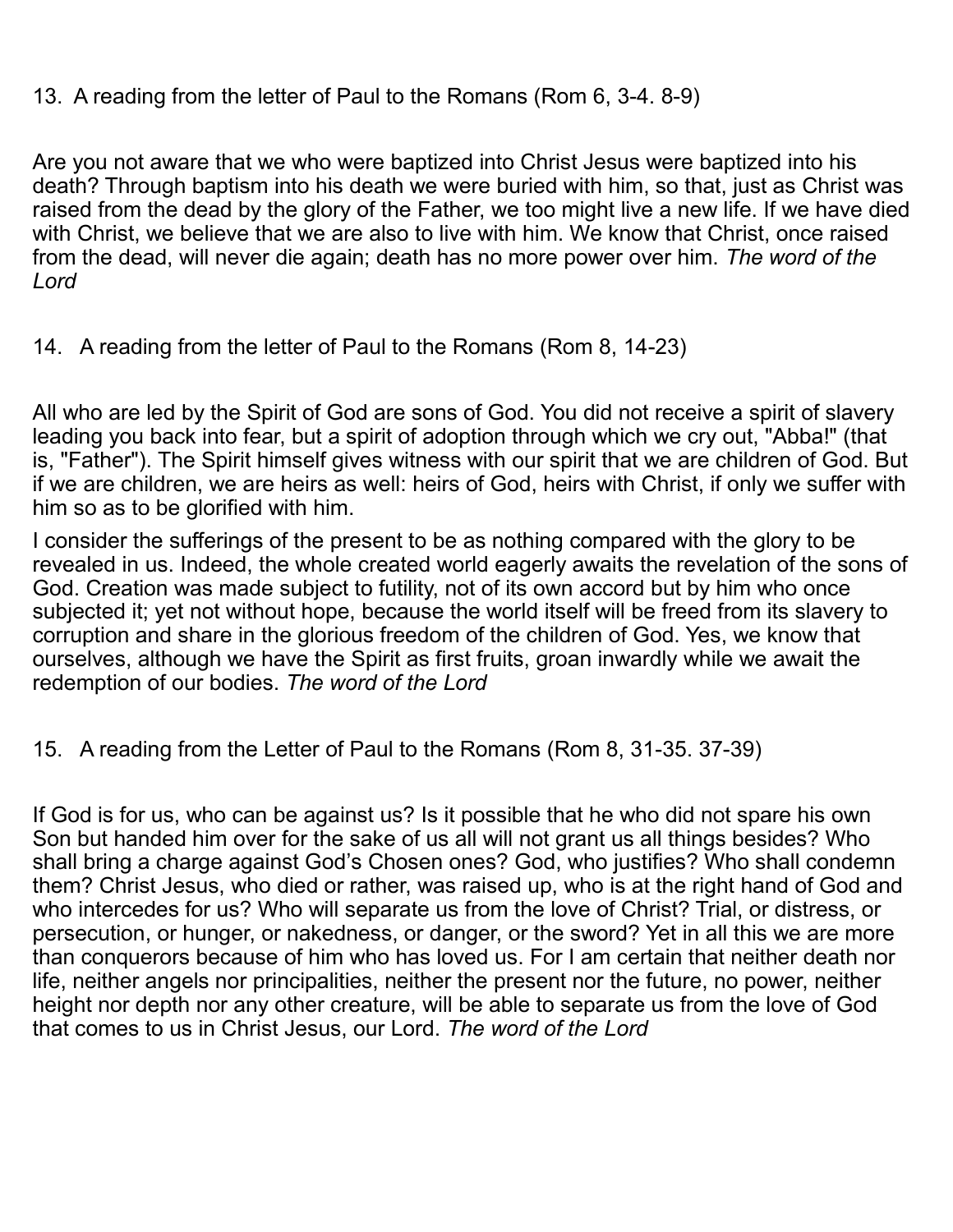13. A reading from the letter of Paul to the Romans (Rom 6, 3-4. 8-9)

Are you not aware that we who were baptized into Christ Jesus were baptized into his death? Through baptism into his death we were buried with him, so that, just as Christ was raised from the dead by the glory of the Father, we too might live a new life. If we have died with Christ, we believe that we are also to live with him. We know that Christ, once raised from the dead, will never die again; death has no more power over him. *The word of the Lord*

14. A reading from the letter of Paul to the Romans (Rom 8, 14-23)

All who are led by the Spirit of God are sons of God. You did not receive a spirit of slavery leading you back into fear, but a spirit of adoption through which we cry out, "Abba!" (that is, "Father"). The Spirit himself gives witness with our spirit that we are children of God. But if we are children, we are heirs as well: heirs of God, heirs with Christ, if only we suffer with him so as to be glorified with him.

I consider the sufferings of the present to be as nothing compared with the glory to be revealed in us. Indeed, the whole created world eagerly awaits the revelation of the sons of God. Creation was made subject to futility, not of its own accord but by him who once subjected it; yet not without hope, because the world itself will be freed from its slavery to corruption and share in the glorious freedom of the children of God. Yes, we know that ourselves, although we have the Spirit as first fruits, groan inwardly while we await the redemption of our bodies. *The word of the Lord*

15. A reading from the Letter of Paul to the Romans (Rom 8, 31-35. 37-39)

If God is for us, who can be against us? Is it possible that he who did not spare his own Son but handed him over for the sake of us all will not grant us all things besides? Who shall bring a charge against God's Chosen ones? God, who justifies? Who shall condemn them? Christ Jesus, who died or rather, was raised up, who is at the right hand of God and who intercedes for us? Who will separate us from the love of Christ? Trial, or distress, or persecution, or hunger, or nakedness, or danger, or the sword? Yet in all this we are more than conquerors because of him who has loved us. For I am certain that neither death nor life, neither angels nor principalities, neither the present nor the future, no power, neither height nor depth nor any other creature, will be able to separate us from the love of God that comes to us in Christ Jesus, our Lord. *The word of the Lord*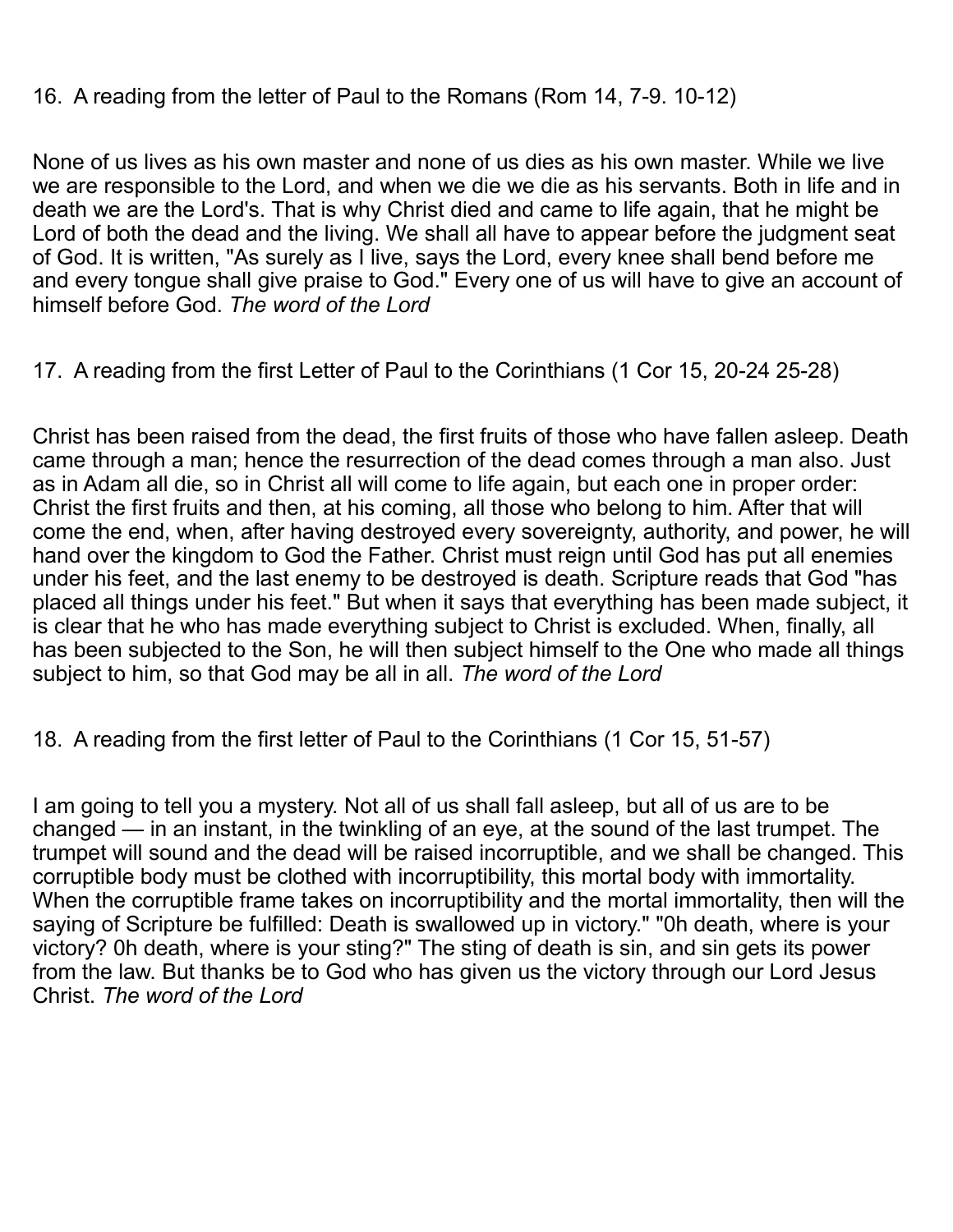16. A reading from the letter of Paul to the Romans (Rom 14, 7-9. 10-12)

None of us lives as his own master and none of us dies as his own master. While we live we are responsible to the Lord, and when we die we die as his servants. Both in life and in death we are the Lord's. That is why Christ died and came to life again, that he might be Lord of both the dead and the living. We shall all have to appear before the judgment seat of God. It is written, "As surely as I live, says the Lord, every knee shall bend before me and every tongue shall give praise to God." Every one of us will have to give an account of himself before God. *The word of the Lord*

17. A reading from the first Letter of Paul to the Corinthians (1 Cor 15, 20-24 25-28)

Christ has been raised from the dead, the first fruits of those who have fallen asleep. Death came through a man; hence the resurrection of the dead comes through a man also. Just as in Adam all die, so in Christ all will come to life again, but each one in proper order: Christ the first fruits and then, at his coming, all those who belong to him. After that will come the end, when, after having destroyed every sovereignty, authority, and power, he will hand over the kingdom to God the Father. Christ must reign until God has put all enemies under his feet, and the last enemy to be destroyed is death. Scripture reads that God "has placed all things under his feet." But when it says that everything has been made subject, it is clear that he who has made everything subject to Christ is excluded. When, finally, all has been subjected to the Son, he will then subject himself to the One who made all things subject to him, so that God may be all in all. *The word of the Lord*

18. A reading from the first letter of Paul to the Corinthians (1 Cor 15, 51-57)

I am going to tell you a mystery. Not all of us shall fall asleep, but all of us are to be changed — in an instant, in the twinkling of an eye, at the sound of the last trumpet. The trumpet will sound and the dead will be raised incorruptible, and we shall be changed. This corruptible body must be clothed with incorruptibility, this mortal body with immortality. When the corruptible frame takes on incorruptibility and the mortal immortality, then will the saying of Scripture be fulfilled: Death is swallowed up in victory." "0h death, where is your victory? 0h death, where is your sting?" The sting of death is sin, and sin gets its power from the law. But thanks be to God who has given us the victory through our Lord Jesus Christ. *The word of the Lord*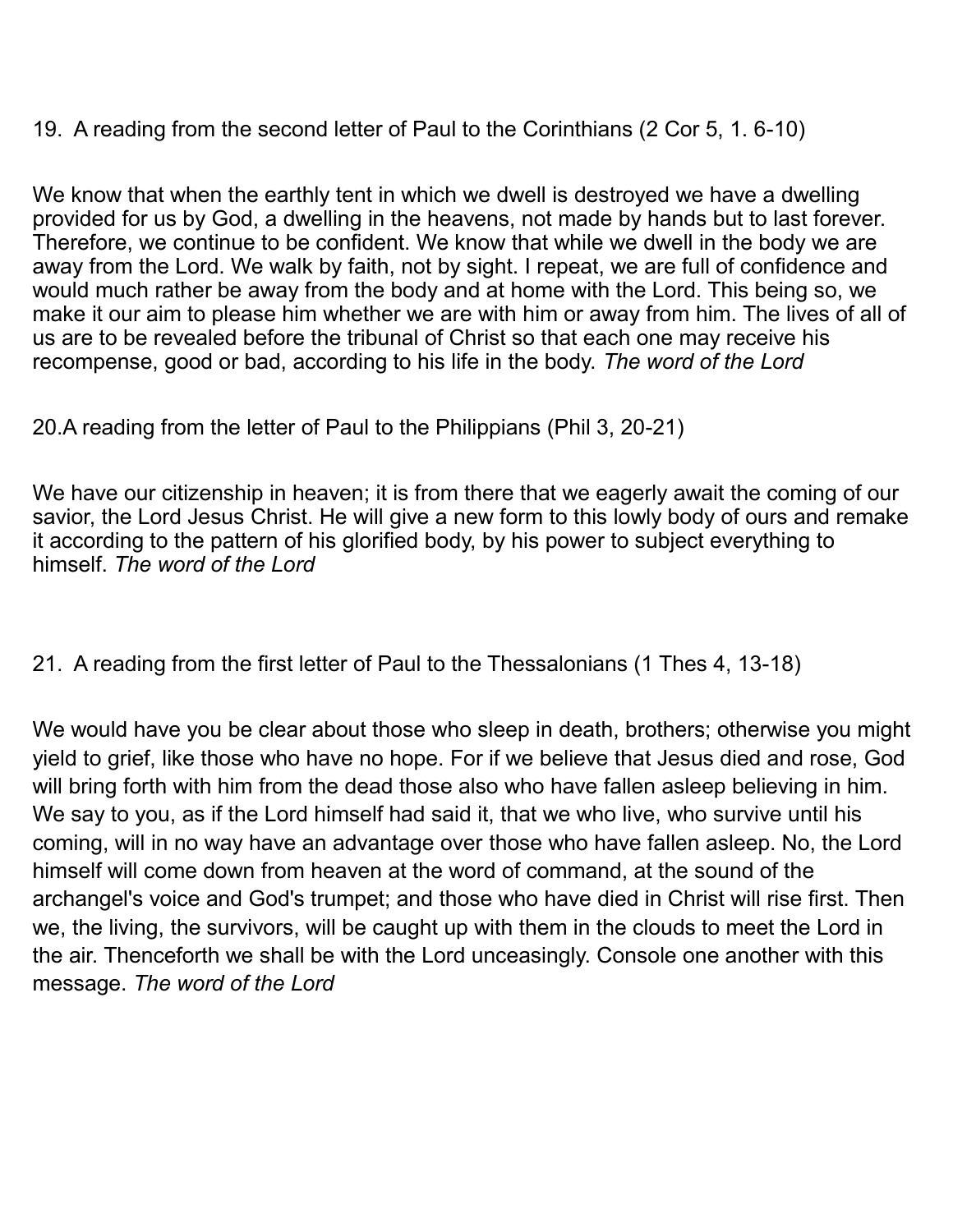19. A reading from the second letter of Paul to the Corinthians (2 Cor 5, 1. 6-10)

We know that when the earthly tent in which we dwell is destroyed we have a dwelling provided for us by God, a dwelling in the heavens, not made by hands but to last forever. Therefore, we continue to be confident. We know that while we dwell in the body we are away from the Lord. We walk by faith, not by sight. I repeat, we are full of confidence and would much rather be away from the body and at home with the Lord. This being so, we make it our aim to please him whether we are with him or away from him. The lives of all of us are to be revealed before the tribunal of Christ so that each one may receive his recompense, good or bad, according to his life in the body. *The word of the Lord*

20.A reading from the letter of Paul to the Philippians (Phil 3, 20-21)

We have our citizenship in heaven; it is from there that we eagerly await the coming of our savior, the Lord Jesus Christ. He will give a new form to this lowly body of ours and remake it according to the pattern of his glorified body, by his power to subject everything to himself. *The word of the Lord*

21. A reading from the first letter of Paul to the Thessalonians (1 Thes 4, 13-18)

We would have you be clear about those who sleep in death, brothers; otherwise you might yield to grief, like those who have no hope. For if we believe that Jesus died and rose, God will bring forth with him from the dead those also who have fallen asleep believing in him. We say to you, as if the Lord himself had said it, that we who live, who survive until his coming, will in no way have an advantage over those who have fallen asleep. No, the Lord himself will come down from heaven at the word of command, at the sound of the archangel's voice and God's trumpet; and those who have died in Christ will rise first. Then we, the living, the survivors, will be caught up with them in the clouds to meet the Lord in the air. Thenceforth we shall be with the Lord unceasingly. Console one another with this message. *The word of the Lord*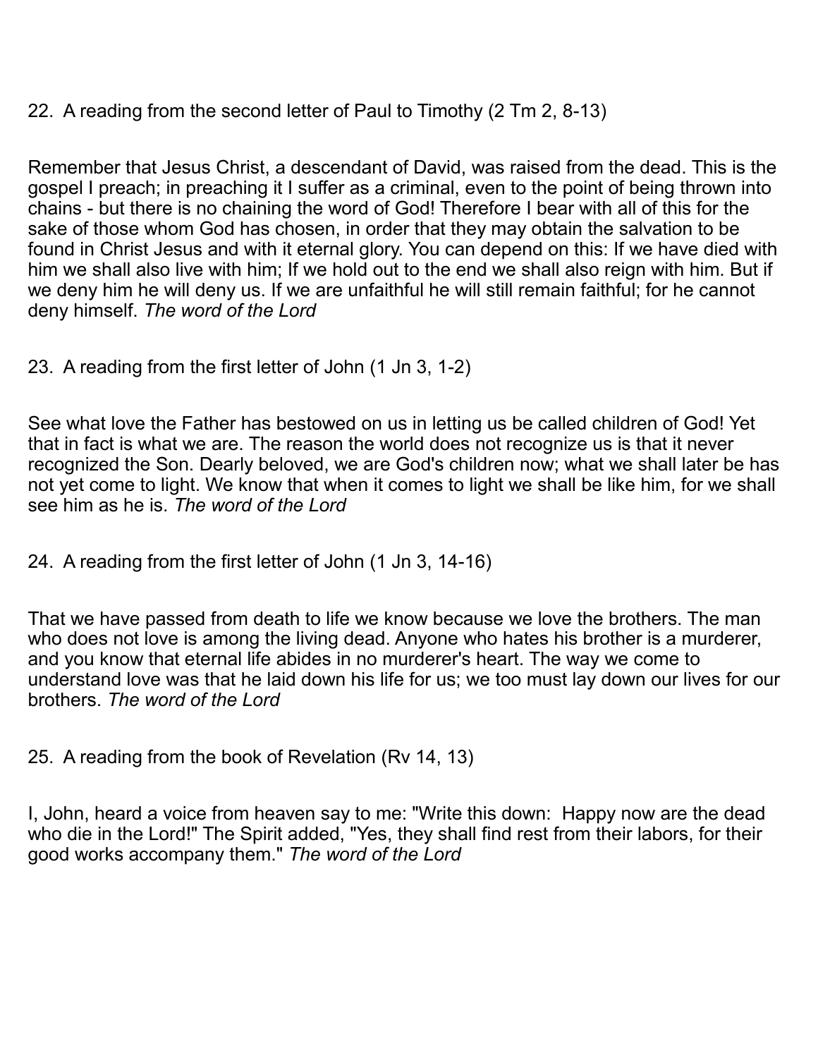22. A reading from the second letter of Paul to Timothy (2 Tm 2, 8-13)

Remember that Jesus Christ, a descendant of David, was raised from the dead. This is the gospel I preach; in preaching it I suffer as a criminal, even to the point of being thrown into chains - but there is no chaining the word of God! Therefore I bear with all of this for the sake of those whom God has chosen, in order that they may obtain the salvation to be found in Christ Jesus and with it eternal glory. You can depend on this: If we have died with him we shall also live with him; If we hold out to the end we shall also reign with him. But if we deny him he will deny us. If we are unfaithful he will still remain faithful; for he cannot deny himself. *The word of the Lord*

23. A reading from the first letter of John (1 Jn 3, 1-2)

See what love the Father has bestowed on us in letting us be called children of God! Yet that in fact is what we are. The reason the world does not recognize us is that it never recognized the Son. Dearly beloved, we are God's children now; what we shall later be has not yet come to light. We know that when it comes to light we shall be like him, for we shall see him as he is. *The word of the Lord*

24. A reading from the first letter of John (1 Jn 3, 14-16)

That we have passed from death to life we know because we love the brothers. The man who does not love is among the living dead. Anyone who hates his brother is a murderer, and you know that eternal life abides in no murderer's heart. The way we come to understand love was that he laid down his life for us; we too must lay down our lives for our brothers. *The word of the Lord*

25. A reading from the book of Revelation (Rv 14, 13)

I, John, heard a voice from heaven say to me: "Write this down: Happy now are the dead who die in the Lord!" The Spirit added, "Yes, they shall find rest from their labors, for their good works accompany them." *The word of the Lord*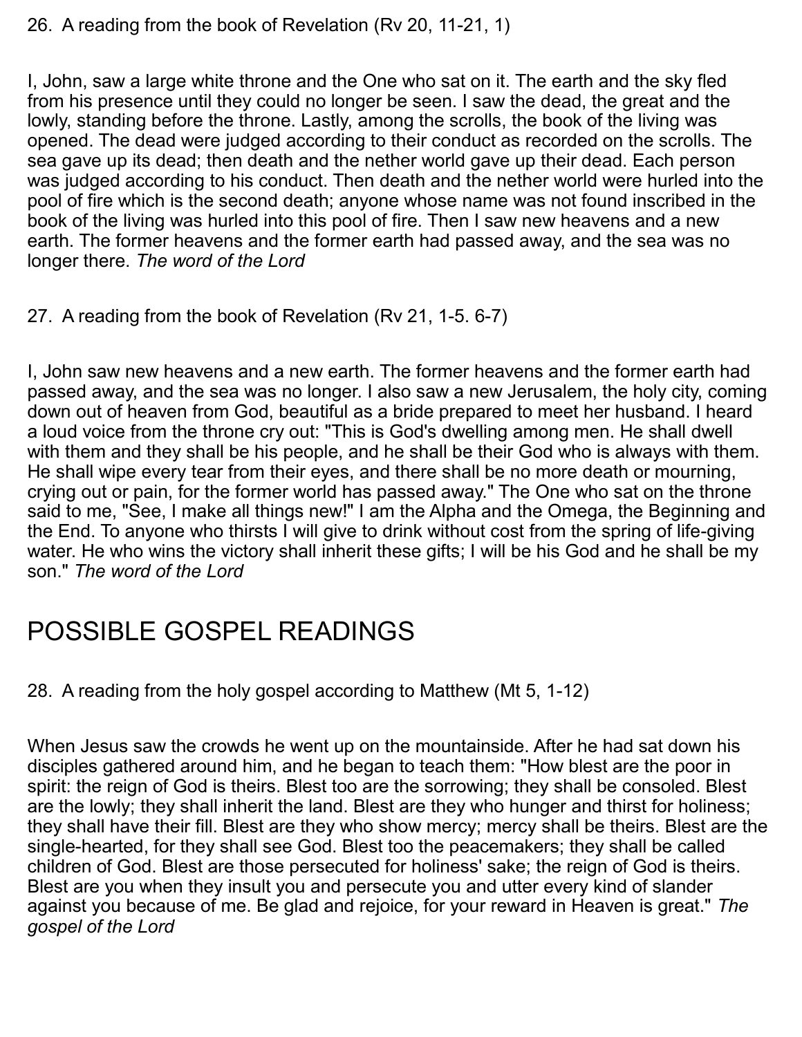26. A reading from the book of Revelation (Rv 20, 11-21, 1)

I, John, saw a large white throne and the One who sat on it. The earth and the sky fled from his presence until they could no longer be seen. I saw the dead, the great and the lowly, standing before the throne. Lastly, among the scrolls, the book of the living was opened. The dead were judged according to their conduct as recorded on the scrolls. The sea gave up its dead; then death and the nether world gave up their dead. Each person was judged according to his conduct. Then death and the nether world were hurled into the pool of fire which is the second death; anyone whose name was not found inscribed in the book of the living was hurled into this pool of fire. Then I saw new heavens and a new earth. The former heavens and the former earth had passed away, and the sea was no longer there. *The word of the Lord*

27. A reading from the book of Revelation (Rv 21, 1-5. 6-7)

I, John saw new heavens and a new earth. The former heavens and the former earth had passed away, and the sea was no longer. I also saw a new Jerusalem, the holy city, coming down out of heaven from God, beautiful as a bride prepared to meet her husband. I heard a loud voice from the throne cry out: "This is God's dwelling among men. He shall dwell with them and they shall be his people, and he shall be their God who is always with them. He shall wipe every tear from their eyes, and there shall be no more death or mourning, crying out or pain, for the former world has passed away." The One who sat on the throne said to me, "See, I make all things new!" I am the Alpha and the Omega, the Beginning and the End. To anyone who thirsts I will give to drink without cost from the spring of life-giving water. He who wins the victory shall inherit these gifts; I will be his God and he shall be my son." *The word of the Lord*

# POSSIBLE GOSPEL READINGS

28. A reading from the holy gospel according to Matthew (Mt 5, 1-12)

When Jesus saw the crowds he went up on the mountainside. After he had sat down his disciples gathered around him, and he began to teach them: "How blest are the poor in spirit: the reign of God is theirs. Blest too are the sorrowing; they shall be consoled. Blest are the lowly; they shall inherit the land. Blest are they who hunger and thirst for holiness; they shall have their fill. Blest are they who show mercy; mercy shall be theirs. Blest are the single-hearted, for they shall see God. Blest too the peacemakers; they shall be called children of God. Blest are those persecuted for holiness' sake; the reign of God is theirs. Blest are you when they insult you and persecute you and utter every kind of slander against you because of me. Be glad and rejoice, for your reward in Heaven is great." *The gospel of the Lord*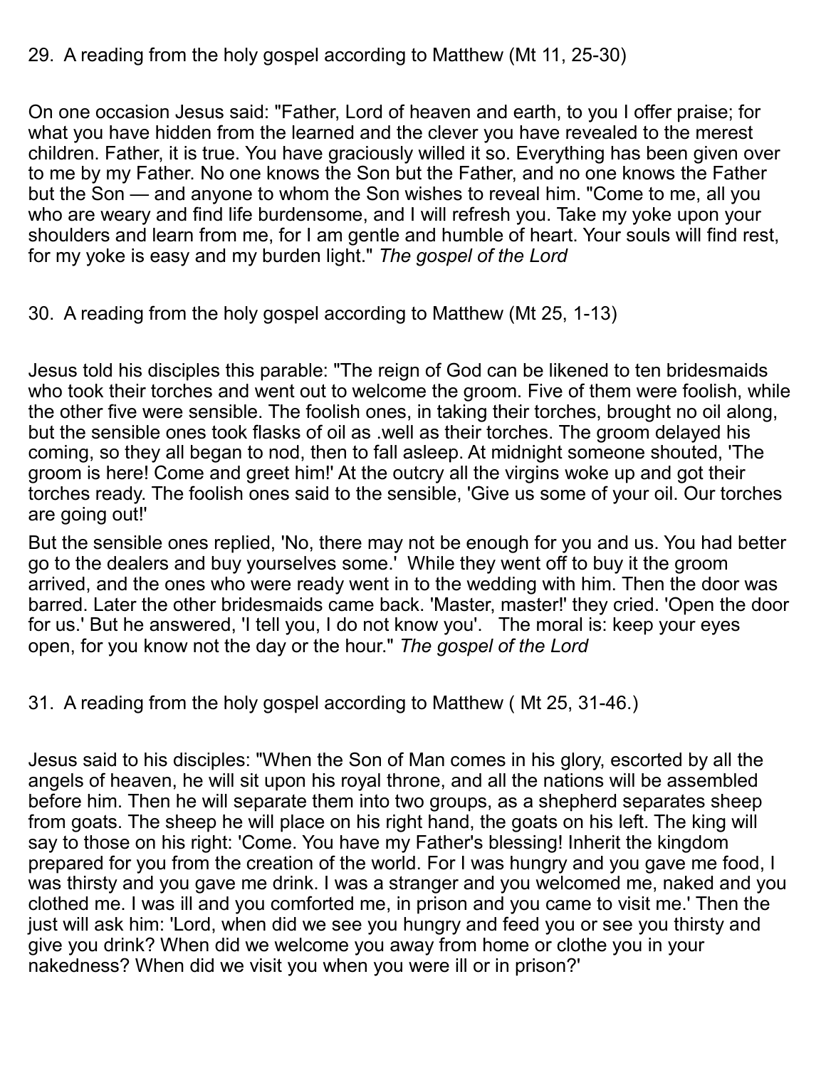29. A reading from the holy gospel according to Matthew (Mt 11, 25-30)

On one occasion Jesus said: "Father, Lord of heaven and earth, to you I offer praise; for what you have hidden from the learned and the clever you have revealed to the merest children. Father, it is true. You have graciously willed it so. Everything has been given over to me by my Father. No one knows the Son but the Father, and no one knows the Father but the Son — and anyone to whom the Son wishes to reveal him. "Come to me, all you who are weary and find life burdensome, and I will refresh you. Take my yoke upon your shoulders and learn from me, for I am gentle and humble of heart. Your souls will find rest, for my yoke is easy and my burden light." *The gospel of the Lord*

30. A reading from the holy gospel according to Matthew (Mt 25, 1-13)

Jesus told his disciples this parable: "The reign of God can be likened to ten bridesmaids who took their torches and went out to welcome the groom. Five of them were foolish, while the other five were sensible. The foolish ones, in taking their torches, brought no oil along, but the sensible ones took flasks of oil as .well as their torches. The groom delayed his coming, so they all began to nod, then to fall asleep. At midnight someone shouted, 'The groom is here! Come and greet him!' At the outcry all the virgins woke up and got their torches ready. The foolish ones said to the sensible, 'Give us some of your oil. Our torches are going out!'

But the sensible ones replied, 'No, there may not be enough for you and us. You had better go to the dealers and buy yourselves some.' While they went off to buy it the groom arrived, and the ones who were ready went in to the wedding with him. Then the door was barred. Later the other bridesmaids came back. 'Master, master!' they cried. 'Open the door for us.' But he answered, 'I tell you, I do not know you'. The moral is: keep your eyes open, for you know not the day or the hour." *The gospel of the Lord*

31. A reading from the holy gospel according to Matthew ( Mt 25, 31-46.)

Jesus said to his disciples: "When the Son of Man comes in his glory, escorted by all the angels of heaven, he will sit upon his royal throne, and all the nations will be assembled before him. Then he will separate them into two groups, as a shepherd separates sheep from goats. The sheep he will place on his right hand, the goats on his left. The king will say to those on his right: 'Come. You have my Father's blessing! Inherit the kingdom prepared for you from the creation of the world. For I was hungry and you gave me food, I was thirsty and you gave me drink. I was a stranger and you welcomed me, naked and you clothed me. I was ill and you comforted me, in prison and you came to visit me.' Then the just will ask him: 'Lord, when did we see you hungry and feed you or see you thirsty and give you drink? When did we welcome you away from home or clothe you in your nakedness? When did we visit you when you were ill or in prison?'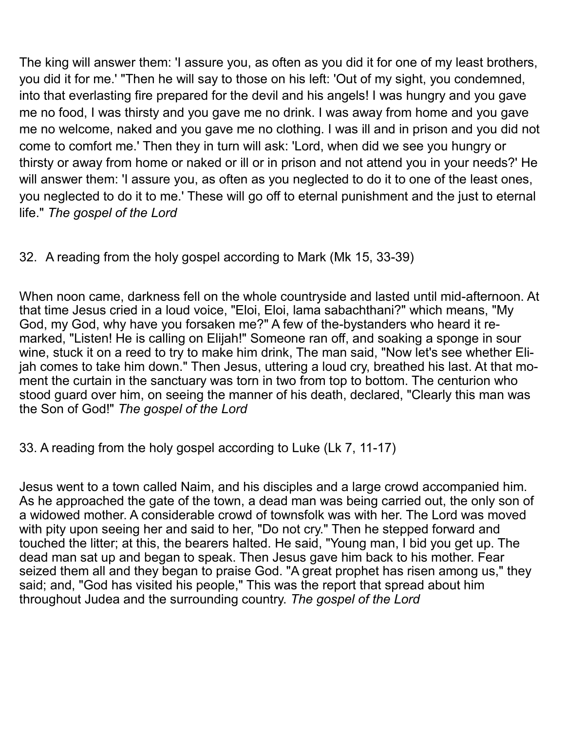The king will answer them: 'I assure you, as often as you did it for one of my least brothers, you did it for me.' "Then he will say to those on his left: 'Out of my sight, you condemned, into that everlasting fire prepared for the devil and his angels! I was hungry and you gave me no food, I was thirsty and you gave me no drink. I was away from home and you gave me no welcome, naked and you gave me no clothing. I was ill and in prison and you did not come to comfort me.' Then they in turn will ask: 'Lord, when did we see you hungry or thirsty or away from home or naked or ill or in prison and not attend you in your needs?' He will answer them: 'I assure you, as often as you neglected to do it to one of the least ones, you neglected to do it to me.' These will go off to eternal punishment and the just to eternal life." *The gospel of the Lord*

32. A reading from the holy gospel according to Mark (Mk 15, 33-39)

When noon came, darkness fell on the whole countryside and lasted until mid-afternoon. At that time Jesus cried in a loud voice, "Eloi, Eloi, lama sabachthani?" which means, "My God, my God, why have you forsaken me?" A few of the-bystanders who heard it remarked, "Listen! He is calling on Elijah!" Someone ran off, and soaking a sponge in sour wine, stuck it on a reed to try to make him drink, The man said, "Now let's see whether Elijah comes to take him down." Then Jesus, uttering a loud cry, breathed his last. At that moment the curtain in the sanctuary was torn in two from top to bottom. The centurion who stood guard over him, on seeing the manner of his death, declared, "Clearly this man was the Son of God!" *The gospel of the Lord*

33. A reading from the holy gospel according to Luke (Lk 7, 11-17)

Jesus went to a town called Naim, and his disciples and a large crowd accompanied him. As he approached the gate of the town, a dead man was being carried out, the only son of a widowed mother. A considerable crowd of townsfolk was with her. The Lord was moved with pity upon seeing her and said to her, "Do not cry." Then he stepped forward and touched the litter; at this, the bearers halted. He said, "Young man, I bid you get up. The dead man sat up and began to speak. Then Jesus gave him back to his mother. Fear seized them all and they began to praise God. "A great prophet has risen among us," they said; and, "God has visited his people," This was the report that spread about him throughout Judea and the surrounding country. *The gospel of the Lord*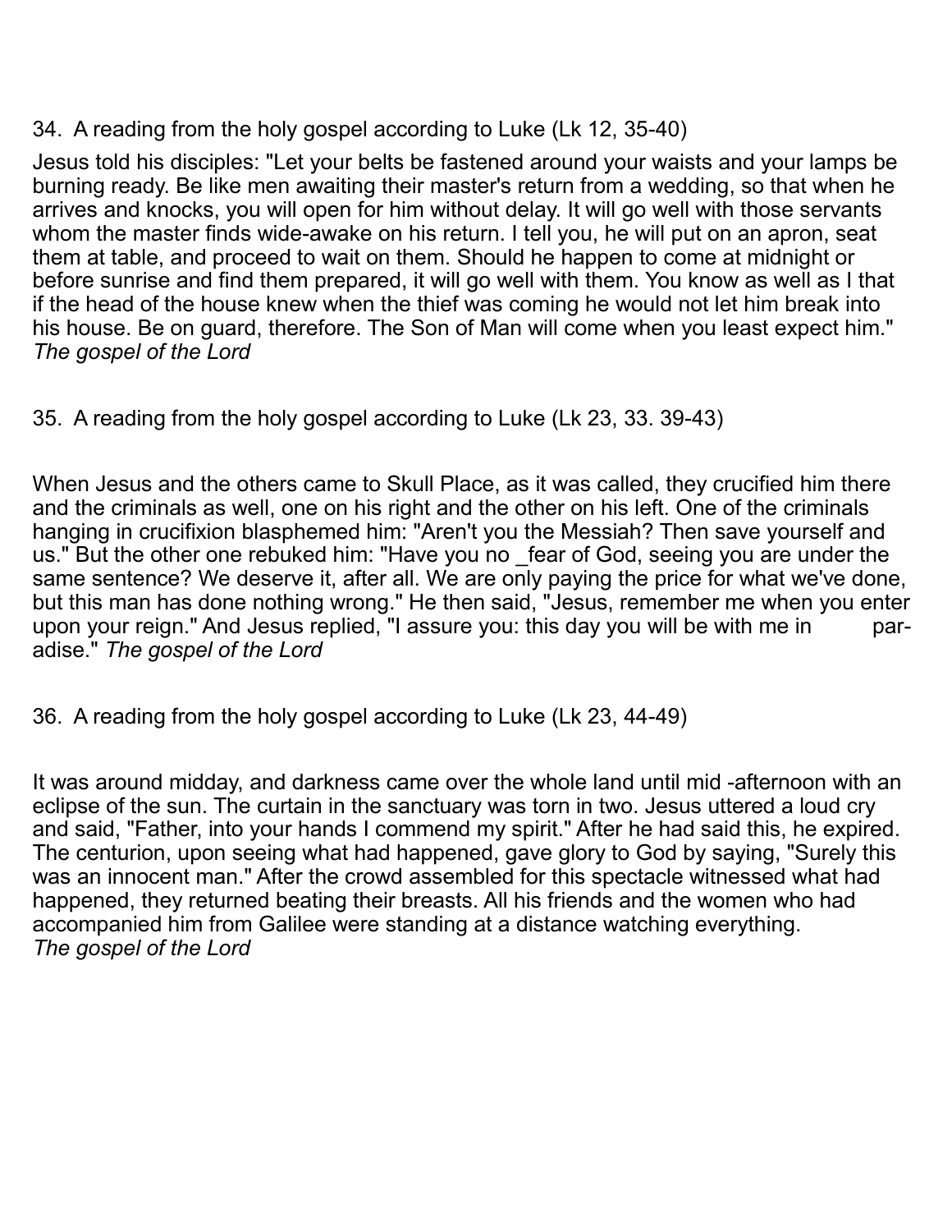34. A reading from the holy gospel according to Luke (Lk 12, 35-40)

Jesus told his disciples: "Let your belts be fastened around your waists and your lamps be burning ready. Be like men awaiting their master's return from a wedding, so that when he arrives and knocks, you will open for him without delay. It will go well with those servants whom the master finds wide-awake on his return. I tell you, he will put on an apron, seat them at table, and proceed to wait on them. Should he happen to come at midnight or before sunrise and find them prepared, it will go well with them. You know as well as I that if the head of the house knew when the thief was coming he would not let him break into his house. Be on guard, therefore. The Son of Man will come when you least expect him." *The gospel of the Lord*

35. A reading from the holy gospel according to Luke (Lk 23, 33. 39-43)

When Jesus and the others came to Skull Place, as it was called, they crucified him there and the criminals as well, one on his right and the other on his left. One of the criminals hanging in crucifixion blasphemed him: "Aren't you the Messiah? Then save yourself and us." But the other one rebuked him: "Have you no _fear of God, seeing you are under the same sentence? We deserve it, after all. We are only paying the price for what we've done, but this man has done nothing wrong." He then said, "Jesus, remember me when you enter upon your reign." And Jesus replied, "I assure you: this day you will be with me in paradise." *The gospel of the Lord*

36. A reading from the holy gospel according to Luke (Lk 23, 44-49)

It was around midday, and darkness came over the whole land until mid -afternoon with an eclipse of the sun. The curtain in the sanctuary was torn in two. Jesus uttered a loud cry and said, "Father, into your hands I commend my spirit." After he had said this, he expired. The centurion, upon seeing what had happened, gave glory to God by saying, "Surely this was an innocent man." After the crowd assembled for this spectacle witnessed what had happened, they returned beating their breasts. All his friends and the women who had accompanied him from Galilee were standing at a distance watching everything.
*The gospel of the Lord*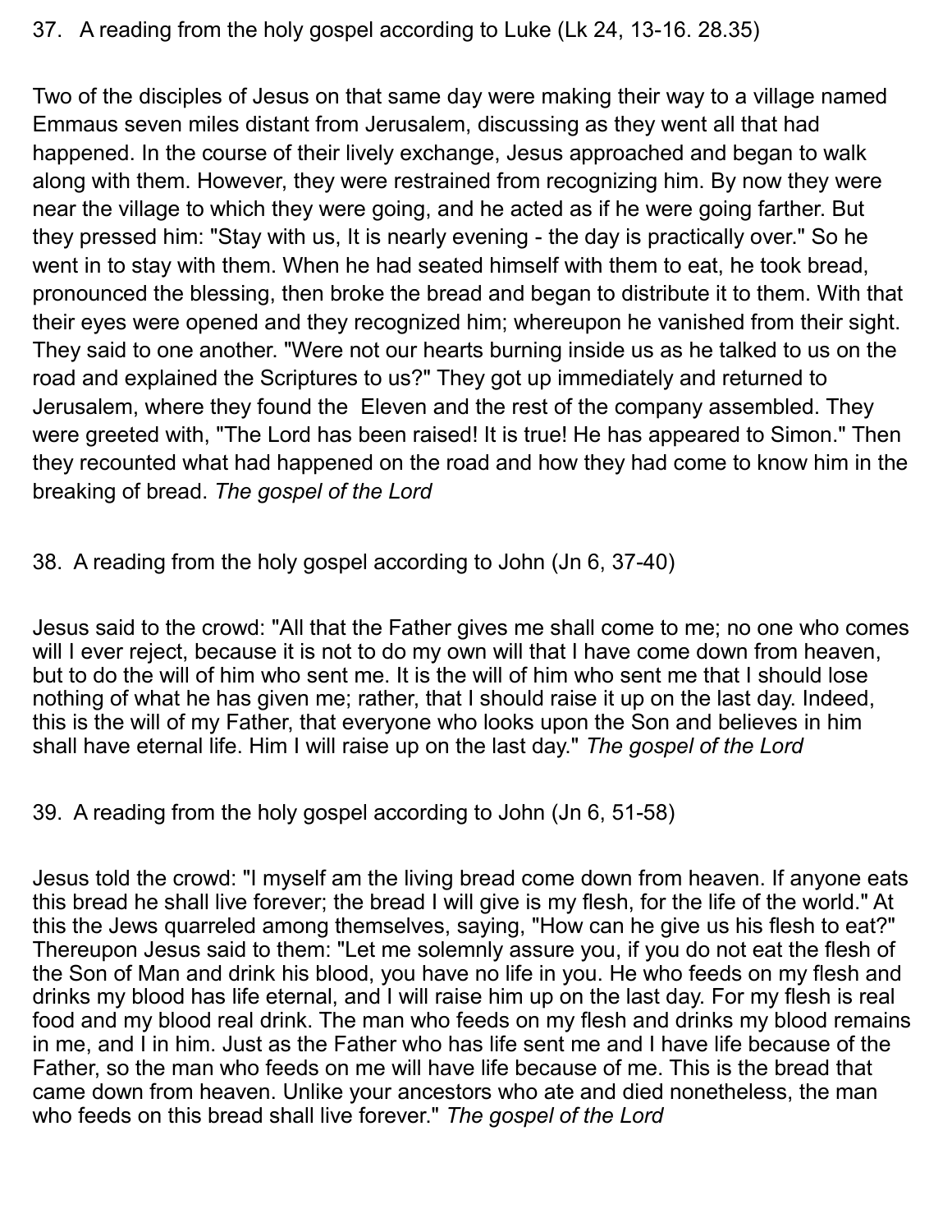37. A reading from the holy gospel according to Luke (Lk 24, 13-16. 28.35)

Two of the disciples of Jesus on that same day were making their way to a village named Emmaus seven miles distant from Jerusalem, discussing as they went all that had happened. In the course of their lively exchange, Jesus approached and began to walk along with them. However, they were restrained from recognizing him. By now they were near the village to which they were going, and he acted as if he were going farther. But they pressed him: "Stay with us, It is nearly evening - the day is practically over." So he went in to stay with them. When he had seated himself with them to eat, he took bread, pronounced the blessing, then broke the bread and began to distribute it to them. With that their eyes were opened and they recognized him; whereupon he vanished from their sight. They said to one another. "Were not our hearts burning inside us as he talked to us on the road and explained the Scriptures to us?" They got up immediately and returned to Jerusalem, where they found the Eleven and the rest of the company assembled. They were greeted with, "The Lord has been raised! It is true! He has appeared to Simon." Then they recounted what had happened on the road and how they had come to know him in the breaking of bread. *The gospel of the Lord*

38. A reading from the holy gospel according to John (Jn 6, 37-40)

Jesus said to the crowd: "All that the Father gives me shall come to me; no one who comes will I ever reject, because it is not to do my own will that I have come down from heaven, but to do the will of him who sent me. It is the will of him who sent me that I should lose nothing of what he has given me; rather, that I should raise it up on the last day. Indeed, this is the will of my Father, that everyone who looks upon the Son and believes in him shall have eternal life. Him I will raise up on the last day." *The gospel of the Lord*

39. A reading from the holy gospel according to John (Jn 6, 51-58)

Jesus told the crowd: "I myself am the living bread come down from heaven. If anyone eats this bread he shall live forever; the bread I will give is my flesh, for the life of the world." At this the Jews quarreled among themselves, saying, "How can he give us his flesh to eat?" Thereupon Jesus said to them: "Let me solemnly assure you, if you do not eat the flesh of the Son of Man and drink his blood, you have no life in you. He who feeds on my flesh and drinks my blood has life eternal, and I will raise him up on the last day. For my flesh is real food and my blood real drink. The man who feeds on my flesh and drinks my blood remains in me, and I in him. Just as the Father who has life sent me and I have life because of the Father, so the man who feeds on me will have life because of me. This is the bread that came down from heaven. Unlike your ancestors who ate and died nonetheless, the man who feeds on this bread shall live forever." *The gospel of the Lord*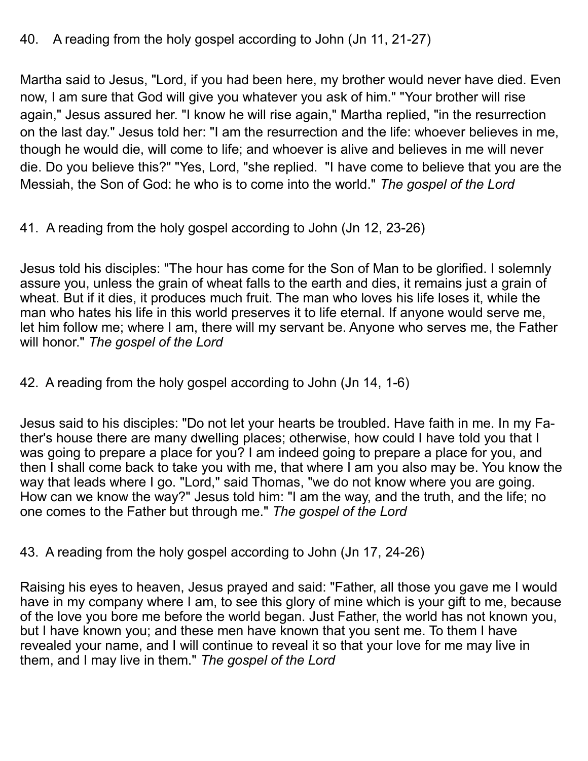40. A reading from the holy gospel according to John (Jn 11, 21-27)

Martha said to Jesus, "Lord, if you had been here, my brother would never have died. Even now, I am sure that God will give you whatever you ask of him." "Your brother will rise again," Jesus assured her. "I know he will rise again," Martha replied, "in the resurrection on the last day." Jesus told her: "I am the resurrection and the life: whoever believes in me, though he would die, will come to life; and whoever is alive and believes in me will never die. Do you believe this?" "Yes, Lord, "she replied. "I have come to believe that you are the Messiah, the Son of God: he who is to come into the world." *The gospel of the Lord*

41. A reading from the holy gospel according to John (Jn 12, 23-26)

Jesus told his disciples: "The hour has come for the Son of Man to be glorified. I solemnly assure you, unless the grain of wheat falls to the earth and dies, it remains just a grain of wheat. But if it dies, it produces much fruit. The man who loves his life loses it, while the man who hates his life in this world preserves it to life eternal. If anyone would serve me, let him follow me; where I am, there will my servant be. Anyone who serves me, the Father will honor." *The gospel of the Lord*

42. A reading from the holy gospel according to John (Jn 14, 1-6)

Jesus said to his disciples: "Do not let your hearts be troubled. Have faith in me. In my Father's house there are many dwelling places; otherwise, how could I have told you that I was going to prepare a place for you? I am indeed going to prepare a place for you, and then I shall come back to take you with me, that where I am you also may be. You know the way that leads where I go. "Lord," said Thomas, "we do not know where you are going. How can we know the way?" Jesus told him: "I am the way, and the truth, and the life; no one comes to the Father but through me." *The gospel of the Lord*

43. A reading from the holy gospel according to John (Jn 17, 24-26)

Raising his eyes to heaven, Jesus prayed and said: "Father, all those you gave me I would have in my company where I am, to see this glory of mine which is your gift to me, because of the love you bore me before the world began. Just Father, the world has not known you, but I have known you; and these men have known that you sent me. To them I have revealed your name, and I will continue to reveal it so that your love for me may live in them, and I may live in them." *The gospel of the Lord*